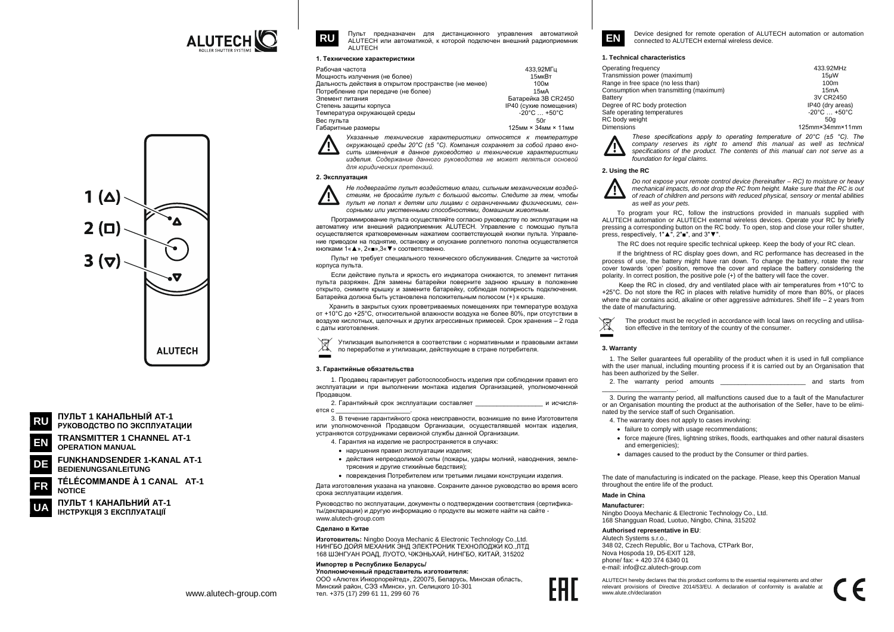ALUTECH ROLLER SHUTTER SYSTEMS

1 (△)

2 (□)

3 (▽)

ALUTECH

**RU** **ПУЛЬТ 1 КАНАЛЬНЫЙ АТ-1**
**РУКОВОДСТВО ПО ЭКСПЛУАТАЦИИ**

**EN** **TRANSMITTER 1 CHANNEL AT-1**
**OPERATION MANUAL**

**DE** **FUNKHANDSENDER 1-KANAL AT-1**
**BEDIENUNGSANLEITUNG**

**FR** **TÉLÉCOMMANDE À 1 CANAL AT-1**
**NOTICE**

**UA** **ПУЛЬТ 1 КАНАЛЬНИЙ АТ-1**
**ІНСТРУКЦІЯ З ЕКСПЛУАТАЦІЇ**

www.alutech-group.com

**RU** Пульт предназначен для дистанционного управления автоматикой ALUTECH или автоматикой, к которой подключен внешний радиоприемник ALUTECH

## 1. Технические характеристики

| | |
|---|---|
| Рабочая частота | 433,92МГц |
| Мощность излучения (не более) | 15мкВт |
| Дальность действия в открытом пространстве (не менее) | 100м |
| Потребление при передаче (не более) | 15мА |
| Элемент питания | Батарейка 3В CR2450 |
| Степень защиты корпуса | IP40 (сухие помещения) |
| Температура окружающей среды | -20°C … +50°C |
| Вес пульта | 50г |
| Габаритные размеры | 125мм × 34мм × 11мм |

*Указанные технические характеристики относятся к температуре окружающей среды 20°C (±5 °C). Компания сохраняет за собой право вносить изменения в данное руководство и технические характеристики изделия. Содержание данного руководства не может являться основой для юридических претензий.*

## 2. Эксплуатация

*Не подвергайте пульт воздействию влаги, сильным механическим воздействиям, не бросайте пульт с большой высоты. Следите за тем, чтобы пульт не попал к детям или лицам с ограниченными физическими, сенсорными или умственными способностями, домашним животным.*

Программирование пульта осуществляйте согласно руководству по эксплуатации на автоматику или внешний радиоприемник ALUTECH. Управление с помощью пульта осуществляется кратковременным нажатием соответствующей кнопки пульта. Управление приводом на поднятие, остановку и опускание роллетного полотна осуществляется кнопками 1«▲», 2«■»,3«▼» соответственно.

Пульт не требует специального технического обслуживания. Следите за чистотой корпуса пульта.

Если действие пульта и яркость его индикатора снижаются, то элемент питания пульта разряжен. Для замены батарейки поверните заднюю крышку в положение открыто, снимите крышку и замените батарейку, соблюдая полярность подключения. Батарейка должна быть установлена положительным полюсом (+) к крышке.

Хранить в закрытых сухих проветриваемых помещениях при температуре воздуха от +10°C до +25°C, относительной влажности воздуха не более 80%, при отсутствии в воздухе кислотных, щелочных и других агрессивных примесей. Срок хранения – 2 года с даты изготовления.

Утилизация выполняется в соответствии с нормативными и правовыми актами по переработке и утилизации, действующие в стране потребителя.

## 3. Гарантийные обязательства

1. Продавец гарантирует работоспособность изделия при соблюдении правил его эксплуатации и при выполнении монтажа изделия Организацией, уполномоченной Продавцом.

2. Гарантийный срок эксплуатации составляет ___________________ и исчисляется с ____________________.

3. В течение гарантийного срока неисправности, возникшие по вине Изготовителя или уполномоченной Продавцом Организации, осуществлявшей монтаж изделия, устраняются сотрудниками сервисной службы данной Организации.

4. Гарантия на изделие не распространяется в случаях:

- нарушения правил эксплуатации изделия;
- действия непреодолимой силы (пожары, удары молний, наводнения, землетрясения и другие стихийные бедствия);
- повреждения Потребителем или третьими лицами конструкции изделия.

Дата изготовления указана на упаковке. Сохраните данное руководство во время всего срока эксплуатации изделия.

Руководство по эксплуатации, документы о подтверждении соответствия (сертификаты/декларации) и другую информацию о продукте вы можете найти на сайте - www.alutech-group.com

**Сделано в Китае**

**Изготовитель:** Ningbo Dooya Mechanic & Electronic Technology Co.,Ltd.
НИНГБО ДОЙЯ МЕХАНИК ЭНД ЭЛЕКТРОНИК ТЕХНОЛОДЖИ КО.,ЛТД
168 ШЭНГУАН РОАД, ЛУОТО, ЧЖЭНЬХАЙ, НИНГБО, КИТАЙ, 315202

**Импортер в Республике Беларусь/**
**Уполномоченный представитель изготовителя:**
ООО «Алютех Инкорпорейтед», 220075, Беларусь, Минская область, Минский район, СЭЗ «Минск», ул. Селицкого 10-301
тел. +375 (17) 299 61 11, 299 60 76

EAC

**EN** Device designed for remote operation of ALUTECH automation or automation connected to ALUTECH external wireless device.

## 1. Technical characteristics

| | |
|---|---|
| Operating frequency | 433.92MHz |
| Transmission power (maximum) | 15μW |
| Range in free space (no less than) | 100m |
| Consumption when transmitting (maximum) | 15mA |
| Battery | 3V CR2450 |
| Degree of RC body protection | IP40 (dry areas) |
| Safe operating temperatures | -20°C … +50°C |
| RC body weight | 50g |
| Dimensions | 125mm×34mm×11mm |

*These specifications apply to operating temperature of 20°C (±5 °C). The company reserves its right to amend this manual as well as technical specifications of the product. The contents of this manual can not serve as a foundation for legal claims.*

## 2. Using the RC

*Do not expose your remote control device (hereinafter – RC) to moisture or heavy mechanical impacts, do not drop the RC from height. Make sure that the RC is out of reach of children and persons with reduced physical, sensory or mental abilities as well as your pets.*

To program your RC, follow the instructions provided in manuals supplied with ALUTECH automation or ALUTECH external wireless devices. Operate your RC by briefly pressing a corresponding button on the RC body. To open, stop and close your roller shutter, press, respectively, 1"▲", 2"■", and 3"▼".

The RC does not require specific technical upkeep. Keep the body of your RC clean.

If the brightness of RC display goes down, and RC performance has decreased in the process of use, the battery might have ran down. To change the battery, rotate the rear cover towards 'open' position, remove the cover and replace the battery considering the polarity. In correct position, the positive pole (+) of the battery will face the cover.

Keep the RC in closed, dry and ventilated place with air temperatures from +10°C to +25°C. Do not store the RC in places with relative humidity of more than 80%, or places where the air contains acid, alkaline or other aggressive admixtures. Shelf life – 2 years from the date of manufacturing.

The product must be recycled in accordance with local laws on recycling and utilisation effective in the territory of the country of the consumer.

## 3. Warranty

1. The Seller guarantees full operability of the product when it is used in full compliance with the user manual, including mounting process if it is carried out by an Organisation that has been authorized by the Seller.

2. The warranty period amounts ________________________ and starts from ______________________.

3. During the warranty period, all malfunctions caused due to a fault of the Manufacturer or an Organisation mounting the product at the authorisation of the Seller, have to be eliminated by the service staff of such Organisation.

4. The warranty does not apply to cases involving:

- failure to comply with usage recommendations;
- force majeure (fires, lightning strikes, floods, earthquakes and other natural disasters and emergencies);
- damages caused to the product by the Consumer or third parties.

The date of manufacturing is indicated on the package. Please, keep this Operation Manual throughout the entire life of the product.

**Made in China**

**Manufacturer:**
Ningbo Dooya Mechanic & Electronic Technology Co., Ltd.
168 Shangguan Road, Luotuo, Ningbo, China, 315202

**Authorised representative in EU**:
Alutech Systems s.r.o.,
348 02, Czech Republic, Bor u Tachova, CTPark Bor,
Nova Hospoda 19, D5-EXIT 128,
phone/ fax: + 420 374 6340 01
e-mail: info@cz.alutech-group.com

ALUTECH hereby declares that this product conforms to the essential requirements and other relevant provisions of Directive 2014/53/EU. A declaration of conformity is available at www.alute.ch/declaration

CE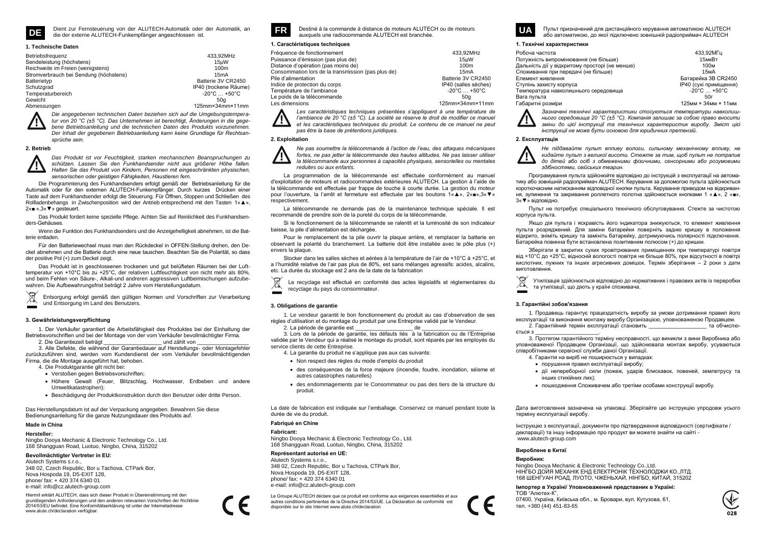# DE

Dient zur Fernsteuerung von der ALUTECH-Automatik oder der Automatik, an die der externe ALUTECH-Funkempfänger angeschlossen ist.

## 1. Technische Daten

| | |
|---|---|
| Betriebsfrequenz | 433,92MHz |
| Sendeleistung (höchstens) | 15μW |
| Reichweite im Freien (wenigstens) | 100m |
| Stromverbrauch bei Sendung (höchstens) | 15mA |
| Batterietyp | Batterie 3V CR2450 |
| Schutzgrad | IP40 (trockene Räume) |
| Temperaturbereich | -20°C … +50°C |
| Gewicht | 50g |
| Abmessungen | 125mm×34mm×11mm |

*Die angegebenen technischen Daten beziehen sich auf die Umgebungstemperatur von 20 °C (±5 °C). Das Unternehmen ist berechtigt, Änderungen in die gegebene Betriebsanleitung und die technischen Daten des Produkts vorzunehmen. Der Inhalt der gegebenen Betriebsanleitung kann keine Grundlage für Rechtsansprüche sein.*

## 2. Betrieb

*Das Produkt ist vor Feuchtigkeit, starken mechanischen Beanspruchungen zu schützen. Lassen Sie den Funkhandsender nicht aus größerer Höhe fallen. Halten Sie das Produkt von Kindern, Personen mit eingeschränkten physischen, sensorischen oder geistigen Fähigkeiten, Haustieren fern.*

Die Programmierung des Funkhandsenders erfolgt gemäß der Betriebsanleitung für die Automatik oder für den externen ALUTECH-Funkempfänger. Durch kurzes Drücken einer Taste auf dem Funkhandsender erfolgt die Steuerung. Für Öffnen, Stoppen und Schließen des Rollladenbehangs in Zwischenposition wird der Antrieb entsprechend mit den Tasten 1«▲», 2«■»,3«▼» gesteuert.

Das Produkt fordert keine spezielle Pflege. Achten Sie auf Reinlichkeit des Funkhandsenders-Gehäuses.

Wenn die Funktion des Funkhandsenders und die Anzeigehelligkeit abnehmen, ist die Batterie entladen.

Für den Batteriewechsel muss man den Rückdeckel in OFFEN-Stellung drehen, den Deckel abnehmen und die Batterie durch eine neue tauschen. Beachten Sie die Polarität, so dass der positive Pol (+) zum Deckel zeigt.

Das Produkt ist in geschlossenen trockenen und gut belüfteten Räumen bei der Lufttemperatur von +10°C bis zu +25°C, der relativen Luftfeuchtigkeit von nicht mehr als 80%, und beim Fehlen von Säure-, Alkali-und andreren aggressiven Luftbeimischungen aufzubewahren. Die Aufbewahrungsfrist beträgt 2 Jahre vom Herstellungsdatum.

Entsorgung erfolgt gemäß den gültigen Normen und Vorschriften zur Verarbeitung und Entsorgung im Land des Benutzers.

## 3. Gewährleistungsverpflichtung

1. Der Verkäufer garantiert die Arbeitsfähigkeit des Produktes bei der Einhaltung der Betriebsvorschriften und bei der Montage von der vom Verkäufer bevollmächtigter Firma.

2. Die Garantiezeit beträgt _______________ und zählt von _______________

3. Alle Defekte, die während der Garantiedauer auf Herstellungs- oder Montagefehler zurückzuführen sind, werden vom Kundendienst der vom Verkäufer bevollmächtigenden Firma, die die Montage ausgeführt hat, behoben.

4. Die Produktgarantie gilt nicht bei:

- Verstoßen gegen Betriebsvorschriften;
- Höhere Gewalt (Feuer, Blitzschlag, Hochwasser, Erdbeben und andere Umweltkatastrophen);
- Beschädigung der Produktkonstruktion durch den Benutzer oder dritte Person.

Das Herstellungsdatum ist auf der Verpackung angegeben. Bewahren Sie diese Bedienungsanleitung für die ganze Nutzungsdauer des Produkts auf.

**Made in China**

**Hersteller:**
Ningbo Dooya Mechanic & Electronic Technology Co., Ltd.
168 Shangguan Road, Luotuo, Ningbo, China, 315202

**Bevollmächtigter Vertreter in EU:**
Alutech Systems s.r.o.,
348 02, Czech Republic, Bor u Tachova, CTPark Bor,
Nova Hospoda 19, D5-EXIT 128,
phone/ fax: + 420 374 6340 01
e-mail: info@cz.alutech-group.com

Hiermit erklärt ALUTECH, dass sich dieser Produkt in Übereinstimmung mit den grundlegenden Anforderungen und den anderen relevanten Vorschriften der Richtlinie 2014/53/EU befindet. Eine Konformitätserklärung ist unter der Internetadresse www.alute.ch/declaration verfügbar.

CE

# FR

Destiné à la commande à distance de moteurs ALUTECH ou de moteurs auxquels une radiocommande ALUTECH est branchée.

## 1. Caractéristiques techniques

| | |
|---|---|
| Fréquence de fonctionnement | 433,92MHz |
| Puissance d'émission (pas plus de) | 15μW |
| Distance d'opération (pas moins de) | 100m |
| Consommation lors de la transmission (pas plus de) | 15mA |
| Pile d'alimentation | Batterie 3V CR2450 |
| Indice de protection du corps | IP40 (salles sèches) |
| Température de l'ambiance | -20°C … +50°C |
| Le poids de la télécommande | 50g |
| Les dimensions | 125mm×34mm×11mm |

*Les caractéristiques techniques présentées s'appliquent à une température de l'ambiance de 20 °C (±5 °C). La société se réserve le droit de modifier ce manuel et les caractéristiques techniques du produit. Le contenu de ce manuel ne peut pas être la base de prétentions juridiques.*

## 2. Exploitation

*Ne pas soumettre la télécommande à l'action de l'eau, des attaques mécaniques fortes, ne pas jeter la télécommande des hautes altitudes. Ne pas laisser utiliser la télécommande aux personnes à capacités physiques, sensorielles ou mentales reduites ou aux enfants.*

La programmation de la télécommande est effectuée conformément au manuel d'exploitation de moteurs et radiocommandes extérieures ALUTECH. La gestion à l'aide de la télécommande est effectuée par frappe de touche à courte durée. La gestion du moteur pour l'ouverture, la l'arrêt et fermeture est effectuée par les boutons 1«▲», 2«■»,3«▼» respectivement.

La télécommande ne demande pas de la maintenance technique spéciale. Il est recommandé de prendre soin de la pureté du corps de la télécommande.

Si le fonctionnement de la télécommande se ralentit et la luminosité de son indicateur baisse, la pile d'alimentation est déchargée.

Pour le remplacement de la pile ouvrir la plaque arrière, et remplacer la batterie en observant la polarité du branchement. La batterie doit être installée avec le pôle plus (+) envers la plaque.

Stocker dans les salles sèches et aérées à la température de l'air de +10°C à +25°C, et a l'humidité relative de l'air pas plus de 80%, est sans mélanges agressifs: acides, alcalins, etc. La durée du stockage est 2 ans de la date de la fabrication

Le recyclage est effectué en conformité des actes législatifs et réglementaires du recyclage du pays du consommateur.

## 3. Obligations de garantie

1. Le vendeur garantit le bon fonctionnement du produit au cas d'observation de ses règles d'utilisation et du montage du produit par une Entreprise validé par le Vendeur.

2. La période de garantie est _______________ de _______________

3. Lors de la période de garantie, les défauts liés à la fabrication ou de l'Entreprise validée par le Vendeur qui a réalisé le montage du produit, sont réparés par les employés du service clients de cette Entreprise.

4. La garantie du produit ne s'applique pas aux cas suivants:

- Non respect des règles du mode d'emploi du produit
- des conséquences de la force majeure (incendie, foudre, inondation, séisme et autres catastrophes naturelles)
- des endommagements par le Consommateur ou pas des tiers de la structure du produit.

La date de fabrication est indiquée sur l'emballage. Conservez ce manuel pendant toute la durée de vie du produit.

**Fabriqué en Chine**

**Fabricant:**
Ningbo Dooya Mechanic & Electronic Technology Co., Ltd.
168 Shangguan Road, Luotuo, Ningbo, China, 315202

**Représentant autorisé en UE:**
Alutech Systems s.r.o.,
348 02, Czech Republic, Bor u Tachova, CTPark Bor,
Nova Hospoda 19, D5-EXIT 128,
phone/ fax: + 420 374 6340 01
e-mail: info@cz.alutech-group.com

Le Groupe ALUTECH déclare que ce produit est conforme aux exigences essentielles et aux autres conditions pertinentes de la Directve 2014/53/UE. La Déclaration de conformité est disponible sur le site Internet www.alute.ch/declaration

CE

# UA

Пульт призначений для дистанційного керування автоматикою ALUTECH або автоматикою, до якої підключено зовнішній радіоприймач ALUTECH

## 1. Технічні характеристики

| | |
|---|---|
| Робоча частота | 433,92МГц |
| Потужність випромінювання (не більше) | 15мкВт |
| Дальність дії у відкритому просторі (не менше) | 100м |
| Споживання при передачі (не більше) | 15мА |
| Елемент живлення | Батарейка 3В CR2450 |
| Ступінь захисту корпуса | IP40 (сухі приміщення) |
| Температура навколишнього середовища | -20°C … +50°C |
| Вага пульта | 50г |
| Габаритні розміри | 125мм × 34мм × 11мм |

*Зазначені технічні характеристики стосуються температури навколишнього середовища 20 °C (±5 °C). Компанія залишає за собою право вносити зміни до цієї інструкції та технічних характеристик виробу. Зміст цієї інструкції не може бути основою для юридичних претензій.*

## 2. Експлуатація

*Не піддавайте пульт впливу вологи, сильному механічному впливу, не кидайте пульт з великої висоти. Стежте за тим, щоб пульт не потрапив до дітей або осіб з обмеженими фізичними, сенсорними або розумовими здібностями, свійських тварин.*

Програмування пульта здійснюється відповідно до інструкцій з експлуатації на автоматику або зовнішній радіоприймач ALUTECH. Керування за допомогою пульта здійснюється короткочасним натисканням відповідної кнопки пульта. Керування приводом на відкривання, зупинення та закривання роллетного полотна здійснюється кнопками 1 «▲», 2 «■», 3«▼» відповідно.

Пульт не потребує спеціального технічного обслуговування. Стежте за чистотою корпуса пульта.

Якщо дія пульта і яскравість його індикатора знижуються, то елемент живлення пульта розряджений. Для заміни батарейки поверніть задню кришку в положення відкрито, зніміть кришку та замініть батарейку, дотримуючись полярності підключення. Батарейка повинна бути встановлена позитивним полюсом (+) до кришки.

Зберігати в закритих сухих провітрюваних приміщеннях при температурі повітря від +10°C до +25°C, відносній вологості повітря не більше 80%, при відсутності в повітрі кислотних, лужних та інших агресивних домішок. Термін зберігання – 2 роки з дати виготовлення.

Утилізація здійснюється відповідно до нормативних і правових актів із переробки та утилізації, що діють у країні споживача.

## 3. Гарантійні зобов'язання

1. Продавець гарантує працездатність виробу за умови дотримання правил його експлуатації та виконання монтажу виробу Організацією, уповноваженою Продавцем.

2. Гарантійний термін експлуатації становить _______________ та обчислюється з _______________.

3. Протягом гарантійного терміну несправності, що виникли з вини Виробника або уповноваженої Продавцем Організації, що здійснювала монтаж виробу, усуваються співробітниками сервісної служби даної Організації.

4. Гарантія на виріб не поширюється у випадках:

- порушення правил експлуатації виробу;
- дії непереборної сили (пожеж, ударів блискавок, повеней, землетрусу та інших стихійних лих);
- пошкодження Споживачем або третіми особами конструкції виробу.

Дата виготовлення зазначена на упаковці. Зберігайте цю інструкцію упродовж усього терміну експлуатації виробу.

Інструкцію з експлуатації, документи про підтвердження відповідності (сертифікати / декларації) та іншу інформацію про продукт ви можете знайти на сайті - www.alutech-group.com

**Вироблене в Китаї**

**Виробник:**
Ningbo Dooya Mechanic & Electronic Technology Co.,Ltd.
НІНГБО ДОЙЯ МЕХАНІК ЕНД ЕЛЕКТРОНІК ТЕХНОЛОДЖИ КО.,ЛТД.
168 ШЕНГУАН РОАД, ЛУОТО, ЧЖЕНЬХАЙ, НІНГБО, КИТАЙ, 315202

**Імпортер в Україні/ Уповноважений представник в Україні:**
ТОВ "Алютех-К",
07400, Україна, Київська обл., м. Бровари, вул. Кутузова, 61,
тел. +380 (44) 451-83-65

028